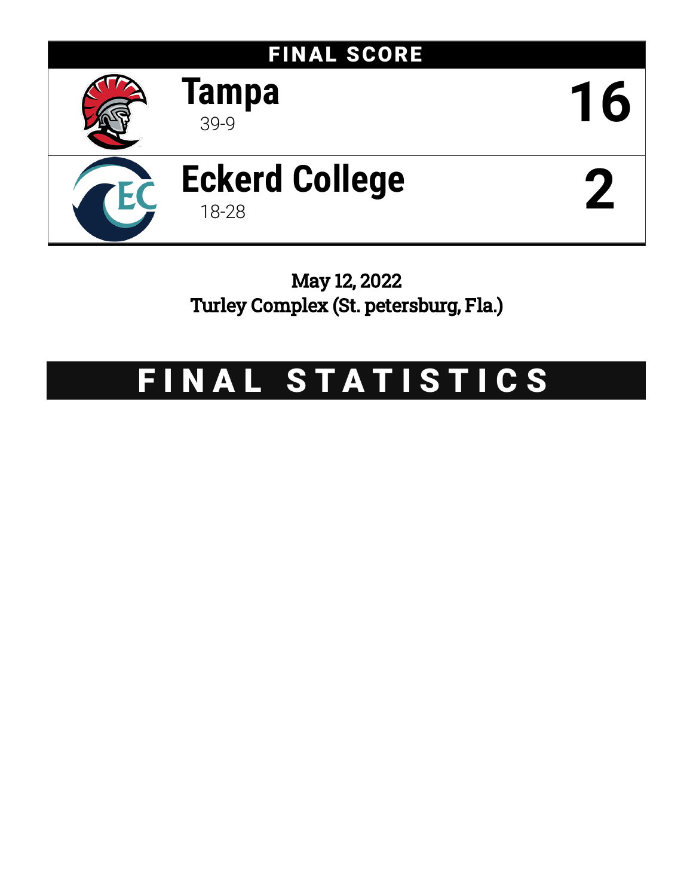## FINAL SCORE

| Team | Record | Score |
| --- | --- | --- |
| Tampa | 39-9 | 16 |
| Eckerd College | 18-28 | 2 |

May 12, 2022
Turley Complex (St. petersburg, Fla.)

# FINAL STATISTICS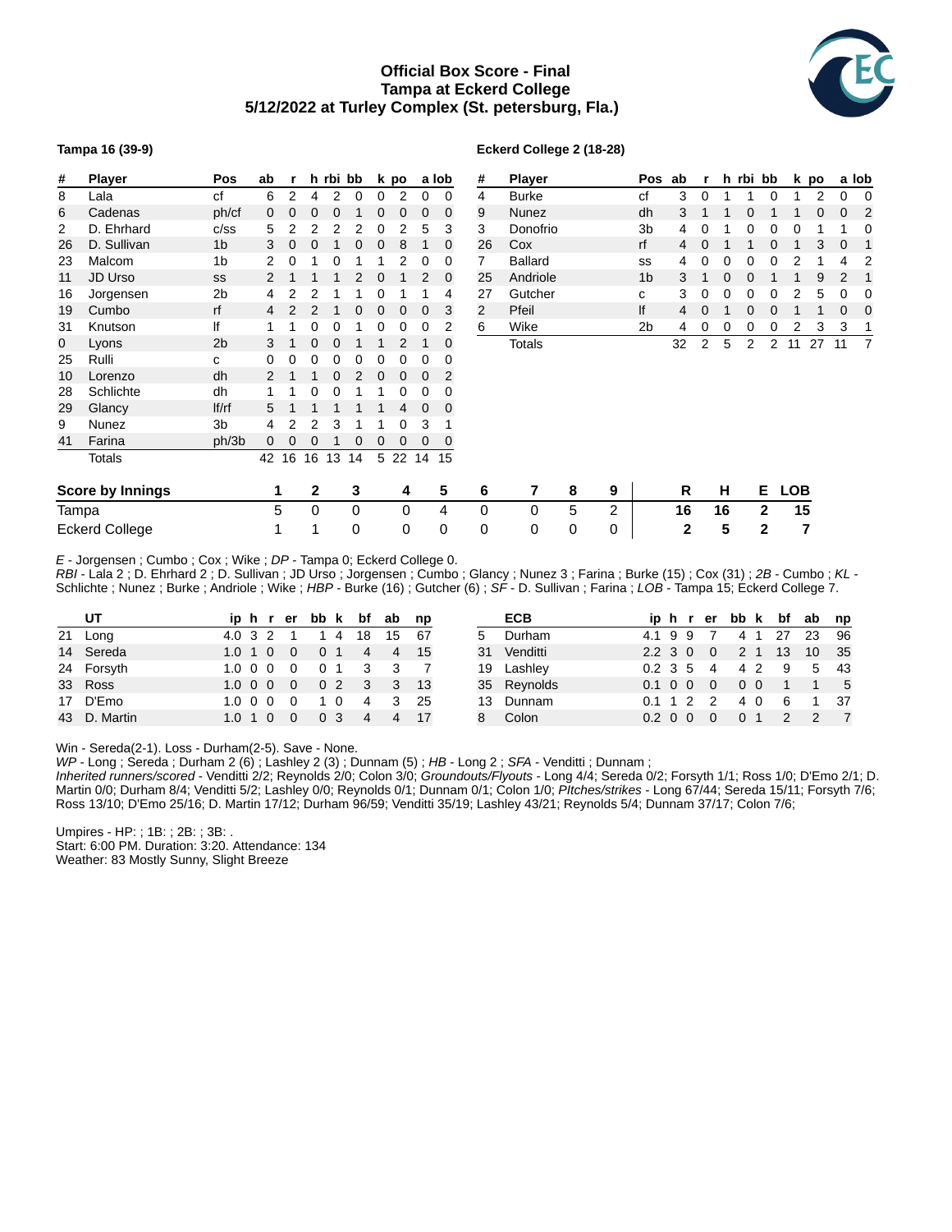# Official Box Score - Final
## Tampa at Eckerd College
## 5/12/2022 at Turley Complex (St. petersburg, Fla.)

**Tampa 16 (39-9)**

| # | Player | Pos | ab | r | h | rbi | bb | k | po | a | lob |
|---|---|---|---|---|---|---|---|---|---|---|---|
| 8 | Lala | cf | 6 | 2 | 4 | 2 | 0 | 0 | 2 | 0 | 0 |
| 6 | Cadenas | ph/cf | 0 | 0 | 0 | 0 | 1 | 0 | 0 | 0 | 0 |
| 2 | D. Ehrhard | c/ss | 5 | 2 | 2 | 2 | 2 | 0 | 2 | 5 | 3 |
| 26 | D. Sullivan | 1b | 3 | 0 | 0 | 1 | 0 | 0 | 8 | 1 | 0 |
| 23 | Malcom | 1b | 2 | 0 | 1 | 0 | 1 | 1 | 2 | 0 | 0 |
| 11 | JD Urso | ss | 2 | 1 | 1 | 1 | 2 | 0 | 1 | 2 | 0 |
| 16 | Jorgensen | 2b | 4 | 2 | 2 | 1 | 1 | 0 | 1 | 1 | 4 |
| 19 | Cumbo | rf | 4 | 2 | 2 | 1 | 0 | 0 | 0 | 0 | 3 |
| 31 | Knutson | lf | 1 | 1 | 0 | 0 | 1 | 0 | 0 | 0 | 2 |
| 0 | Lyons | 2b | 3 | 1 | 0 | 0 | 1 | 1 | 2 | 1 | 0 |
| 25 | Rulli | c | 0 | 0 | 0 | 0 | 0 | 0 | 0 | 0 | 0 |
| 10 | Lorenzo | dh | 2 | 1 | 1 | 0 | 2 | 0 | 0 | 0 | 2 |
| 28 | Schlichte | dh | 1 | 1 | 0 | 0 | 1 | 1 | 0 | 0 | 0 |
| 29 | Glancy | lf/rf | 5 | 1 | 1 | 1 | 1 | 1 | 4 | 0 | 0 |
| 9 | Nunez | 3b | 4 | 2 | 2 | 3 | 1 | 1 | 0 | 3 | 1 |
| 41 | Farina | ph/3b | 0 | 0 | 0 | 1 | 0 | 0 | 0 | 0 | 0 |
| | Totals | | 42 | 16 | 16 | 13 | 14 | 5 | 22 | 14 | 15 |

**Eckerd College 2 (18-28)**

| # | Player | Pos | ab | r | h | rbi | bb | k | po | a | lob |
|---|---|---|---|---|---|---|---|---|---|---|---|
| 4 | Burke | cf | 3 | 0 | 1 | 1 | 0 | 1 | 2 | 0 | 0 |
| 9 | Nunez | dh | 3 | 1 | 1 | 0 | 1 | 1 | 0 | 0 | 2 |
| 3 | Donofrio | 3b | 4 | 0 | 1 | 0 | 0 | 0 | 1 | 1 | 0 |
| 26 | Cox | rf | 4 | 0 | 1 | 1 | 0 | 1 | 3 | 0 | 1 |
| 7 | Ballard | ss | 4 | 0 | 0 | 0 | 0 | 2 | 1 | 4 | 2 |
| 25 | Andriole | 1b | 3 | 1 | 0 | 0 | 1 | 1 | 9 | 2 | 1 |
| 27 | Gutcher | c | 3 | 0 | 0 | 0 | 0 | 2 | 5 | 0 | 0 |
| 2 | Pfeil | lf | 4 | 0 | 1 | 0 | 0 | 1 | 1 | 0 | 0 |
| 6 | Wike | 2b | 4 | 0 | 0 | 0 | 0 | 2 | 3 | 3 | 1 |
| | Totals | | 32 | 2 | 5 | 2 | 2 | 11 | 27 | 11 | 7 |

| Score by Innings | 1 | 2 | 3 | 4 | 5 | 6 | 7 | 8 | 9 | R | H | E | LOB |
|---|---|---|---|---|---|---|---|---|---|---|---|---|---|
| Tampa | 5 | 0 | 0 | 0 | 4 | 0 | 0 | 5 | 2 | 16 | 16 | 2 | 15 |
| Eckerd College | 1 | 1 | 0 | 0 | 0 | 0 | 0 | 0 | 0 | 2 | 5 | 2 | 7 |

*E* - Jorgensen ; Cumbo ; Cox ; Wike ; *DP* - Tampa 0; Eckerd College 0.
*RBI* - Lala 2 ; D. Ehrhard 2 ; D. Sullivan ; JD Urso ; Jorgensen ; Cumbo ; Glancy ; Nunez 3 ; Farina ; Burke (15) ; Cox (31) ; *2B* - Cumbo ; *KL* - Schlichte ; Nunez ; Burke ; Andriole ; Wike ; *HBP* - Burke (16) ; Gutcher (6) ; *SF* - D. Sullivan ; Farina ; *LOB* - Tampa 15; Eckerd College 7.

| # | UT | ip | h | r | er | bb | k | bf | ab | np |
|---|---|---|---|---|---|---|---|---|---|---|
| 21 | Long | 4.0 | 3 | 2 | 1 | 1 | 4 | 18 | 15 | 67 |
| 14 | Sereda | 1.0 | 1 | 0 | 0 | 0 | 1 | 4 | 4 | 15 |
| 24 | Forsyth | 1.0 | 0 | 0 | 0 | 0 | 1 | 3 | 3 | 7 |
| 33 | Ross | 1.0 | 0 | 0 | 0 | 0 | 2 | 3 | 3 | 13 |
| 17 | D'Emo | 1.0 | 0 | 0 | 0 | 1 | 0 | 4 | 3 | 25 |
| 43 | D. Martin | 1.0 | 1 | 0 | 0 | 0 | 3 | 4 | 4 | 17 |

| # | ECB | ip | h | r | er | bb | k | bf | ab | np |
|---|---|---|---|---|---|---|---|---|---|---|
| 5 | Durham | 4.1 | 9 | 9 | 7 | 4 | 1 | 27 | 23 | 96 |
| 31 | Venditti | 2.2 | 3 | 0 | 0 | 2 | 1 | 13 | 10 | 35 |
| 19 | Lashley | 0.2 | 3 | 5 | 4 | 4 | 2 | 9 | 5 | 43 |
| 35 | Reynolds | 0.1 | 0 | 0 | 0 | 0 | 0 | 1 | 1 | 5 |
| 13 | Dunnam | 0.1 | 1 | 2 | 2 | 4 | 0 | 6 | 1 | 37 |
| 8 | Colon | 0.2 | 0 | 0 | 0 | 0 | 1 | 2 | 2 | 7 |

Win - Sereda(2-1). Loss - Durham(2-5). Save - None.
*WP* - Long ; Sereda ; Durham 2 (6) ; Lashley 2 (3) ; Dunnam (5) ; *HB* - Long 2 ; *SFA* - Venditti ; Dunnam ;
*Inherited runners/scored* - Venditti 2/2; Reynolds 2/0; Colon 3/0; *Groundouts/Flyouts* - Long 4/4; Sereda 0/2; Forsyth 1/1; Ross 1/0; D'Emo 2/1; D. Martin 0/0; Durham 8/4; Venditti 5/2; Lashley 0/0; Reynolds 0/1; Dunnam 0/1; Colon 1/0; *Pitches/strikes* - Long 67/44; Sereda 15/11; Forsyth 7/6; Ross 13/10; D'Emo 25/16; D. Martin 17/12; Durham 96/59; Venditti 35/19; Lashley 43/21; Reynolds 5/4; Dunnam 37/17; Colon 7/6;

Umpires - HP: ; 1B: ; 2B: ; 3B: .
Start: 6:00 PM. Duration: 3:20. Attendance: 134
Weather: 83 Mostly Sunny, Slight Breeze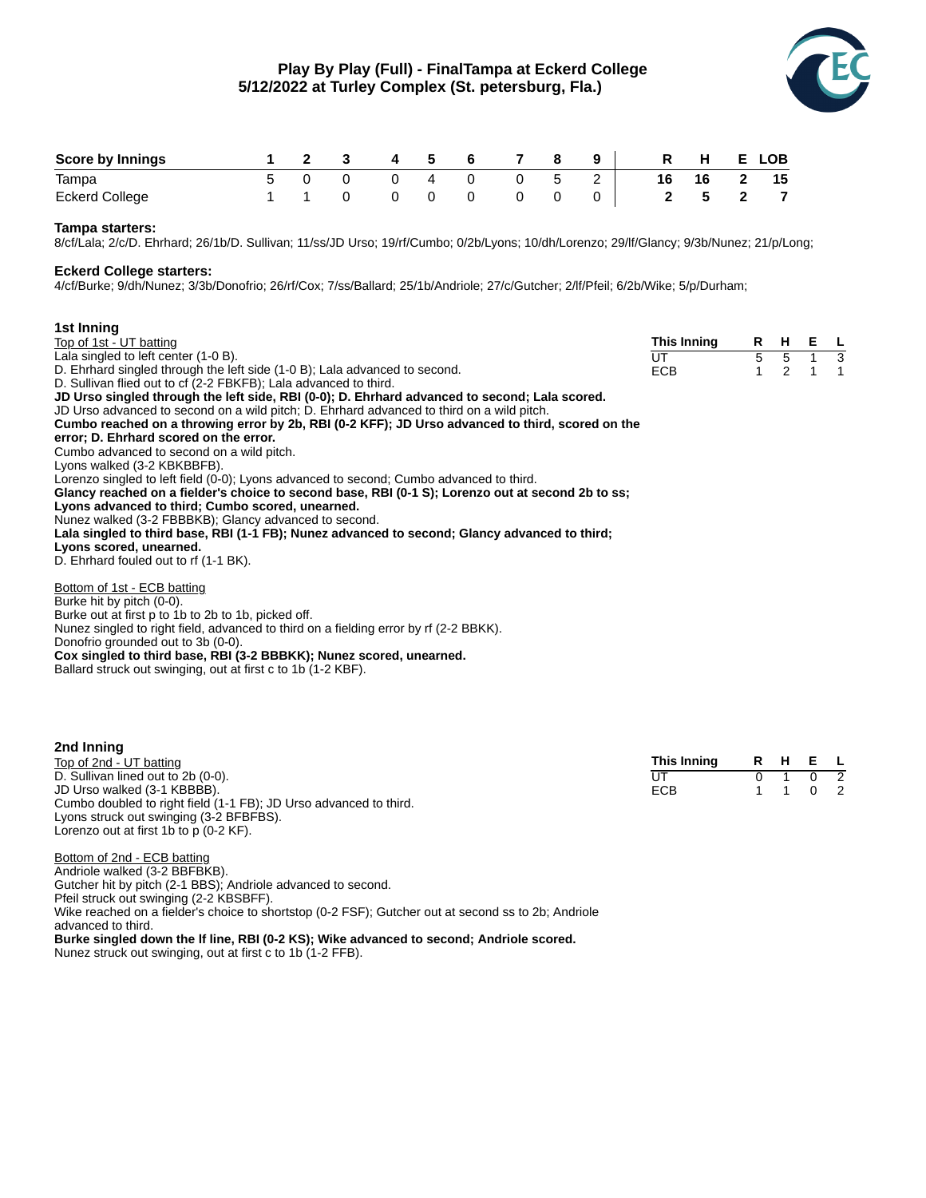# Play By Play (Full) - Final Tampa at Eckerd College
## 5/12/2022 at Turley Complex (St. petersburg, Fla.)

| Score by Innings | 1 | 2 | 3 | 4 | 5 | 6 | 7 | 8 | 9 | R | H | E | LOB |
|---|---|---|---|---|---|---|---|---|---|---|---|---|---|
| Tampa | 5 | 0 | 0 | 0 | 4 | 0 | 0 | 5 | 2 | 16 | 16 | 2 | 15 |
| Eckerd College | 1 | 1 | 0 | 0 | 0 | 0 | 0 | 0 | 0 | 2 | 5 | 2 | 7 |

**Tampa starters:**
8/cf/Lala; 2/c/D. Ehrhard; 26/1b/D. Sullivan; 11/ss/JD Urso; 19/rf/Cumbo; 0/2b/Lyons; 10/dh/Lorenzo; 29/lf/Glancy; 9/3b/Nunez; 21/p/Long;

**Eckerd College starters:**
4/cf/Burke; 9/dh/Nunez; 3/3b/Donofrio; 26/rf/Cox; 7/ss/Ballard; 25/1b/Andriole; 27/c/Gutcher; 2/lf/Pfeil; 6/2b/Wike; 5/p/Durham;

### 1st Inning

Top of 1st - UT batting
Lala singled to left center (1-0 B).
D. Ehrhard singled through the left side (1-0 B); Lala advanced to second.
D. Sullivan flied out to cf (2-2 FBKFB); Lala advanced to third.
**JD Urso singled through the left side, RBI (0-0); D. Ehrhard advanced to second; Lala scored.**
JD Urso advanced to second on a wild pitch; D. Ehrhard advanced to third on a wild pitch.
**Cumbo reached on a throwing error by 2b, RBI (0-2 KFF); JD Urso advanced to third, scored on the error; D. Ehrhard scored on the error.**
Cumbo advanced to second on a wild pitch.
Lyons walked (3-2 KBKBBFB).
Lorenzo singled to left field (0-0); Lyons advanced to second; Cumbo advanced to third.
**Glancy reached on a fielder's choice to second base, RBI (0-1 S); Lorenzo out at second 2b to ss; Lyons advanced to third; Cumbo scored, unearned.**
Nunez walked (3-2 FBBBKB); Glancy advanced to second.
**Lala singled to third base, RBI (1-1 FB); Nunez advanced to second; Glancy advanced to third; Lyons scored, unearned.**
D. Ehrhard fouled out to rf (1-1 BK).

| This Inning | R | H | E | L |
|---|---|---|---|---|
| UT | 5 | 5 | 1 | 3 |
| ECB | 1 | 2 | 1 | 1 |

Bottom of 1st - ECB batting
Burke hit by pitch (0-0).
Burke out at first p to 1b to 2b to 1b, picked off.
Nunez singled to right field, advanced to third on a fielding error by rf (2-2 BBKK).
Donofrio grounded out to 3b (0-0).
**Cox singled to third base, RBI (3-2 BBBKK); Nunez scored, unearned.**
Ballard struck out swinging, out at first c to 1b (1-2 KBF).

### 2nd Inning

Top of 2nd - UT batting
D. Sullivan lined out to 2b (0-0).
JD Urso walked (3-1 KBBBB).
Cumbo doubled to right field (1-1 FB); JD Urso advanced to third.
Lyons struck out swinging (3-2 BFBFBS).
Lorenzo out at first 1b to p (0-2 KF).

| This Inning | R | H | E | L |
|---|---|---|---|---|
| UT | 0 | 1 | 0 | 2 |
| ECB | 1 | 1 | 0 | 2 |

Bottom of 2nd - ECB batting
Andriole walked (3-2 BBFBKB).
Gutcher hit by pitch (2-1 BBS); Andriole advanced to second.
Pfeil struck out swinging (2-2 KBSBFF).
Wike reached on a fielder's choice to shortstop (0-2 FSF); Gutcher out at second ss to 2b; Andriole advanced to third.
**Burke singled down the lf line, RBI (0-2 KS); Wike advanced to second; Andriole scored.**
Nunez struck out swinging, out at first c to 1b (1-2 FFB).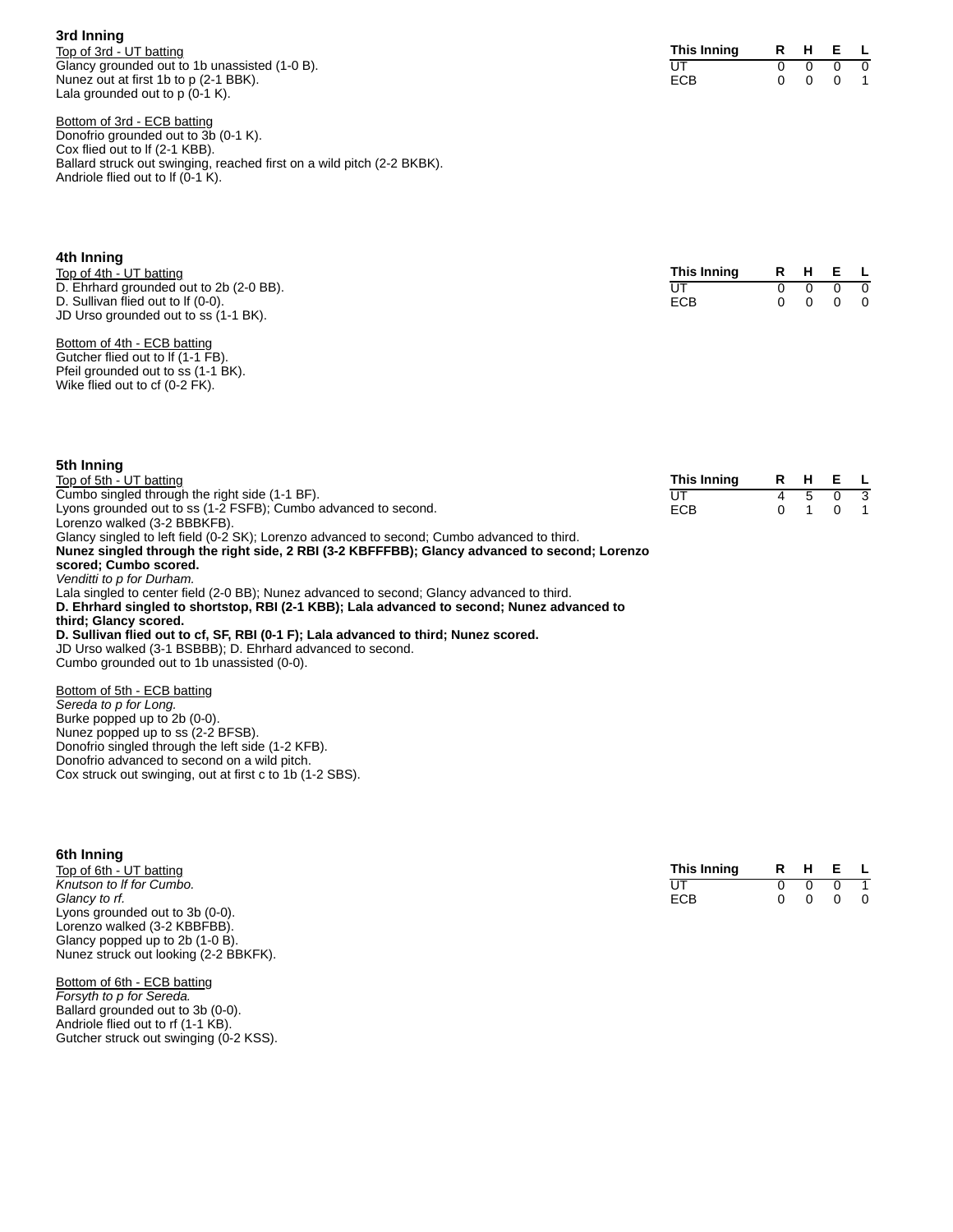### 3rd Inning

Top of 3rd - UT batting

Glancy grounded out to 1b unassisted (1-0 B).
Nunez out at first 1b to p (2-1 BBK).
Lala grounded out to p (0-1 K).

| This Inning | R | H | E | L |
|---|---|---|---|---|
| UT | 0 | 0 | 0 | 0 |
| ECB | 0 | 0 | 0 | 1 |

Bottom of 3rd - ECB batting

Donofrio grounded out to 3b (0-1 K).
Cox flied out to lf (2-1 KBB).
Ballard struck out swinging, reached first on a wild pitch (2-2 BKBK).
Andriole flied out to lf (0-1 K).

### 4th Inning

Top of 4th - UT batting

D. Ehrhard grounded out to 2b (2-0 BB).
D. Sullivan flied out to lf (0-0).
JD Urso grounded out to ss (1-1 BK).

| This Inning | R | H | E | L |
|---|---|---|---|---|
| UT | 0 | 0 | 0 | 0 |
| ECB | 0 | 0 | 0 | 0 |

Bottom of 4th - ECB batting

Gutcher flied out to lf (1-1 FB).
Pfeil grounded out to ss (1-1 BK).
Wike flied out to cf (0-2 FK).

### 5th Inning

Top of 5th - UT batting

Cumbo singled through the right side (1-1 BF).
Lyons grounded out to ss (1-2 FSFB); Cumbo advanced to second.
Lorenzo walked (3-2 BBBKFB).
Glancy singled to left field (0-2 SK); Lorenzo advanced to second; Cumbo advanced to third.
**Nunez singled through the right side, 2 RBI (3-2 KBFFFBB); Glancy advanced to second; Lorenzo scored; Cumbo scored.**
*Venditti to p for Durham.*
Lala singled to center field (2-0 BB); Nunez advanced to second; Glancy advanced to third.
**D. Ehrhard singled to shortstop, RBI (2-1 KBB); Lala advanced to second; Nunez advanced to third; Glancy scored.**
**D. Sullivan flied out to cf, SF, RBI (0-1 F); Lala advanced to third; Nunez scored.**
JD Urso walked (3-1 BSBBB); D. Ehrhard advanced to second.
Cumbo grounded out to 1b unassisted (0-0).

| This Inning | R | H | E | L |
|---|---|---|---|---|
| UT | 4 | 5 | 0 | 3 |
| ECB | 0 | 1 | 0 | 1 |

Bottom of 5th - ECB batting

*Sereda to p for Long.*
Burke popped up to 2b (0-0).
Nunez popped up to ss (2-2 BFSB).
Donofrio singled through the left side (1-2 KFB).
Donofrio advanced to second on a wild pitch.
Cox struck out swinging, out at first c to 1b (1-2 SBS).

### 6th Inning

Top of 6th - UT batting

*Knutson to lf for Cumbo.*
*Glancy to rf.*
Lyons grounded out to 3b (0-0).
Lorenzo walked (3-2 KBBFBB).
Glancy popped up to 2b (1-0 B).
Nunez struck out looking (2-2 BBKFK).

| This Inning | R | H | E | L |
|---|---|---|---|---|
| UT | 0 | 0 | 0 | 1 |
| ECB | 0 | 0 | 0 | 0 |

Bottom of 6th - ECB batting

*Forsyth to p for Sereda.*
Ballard grounded out to 3b (0-0).
Andriole flied out to rf (1-1 KB).
Gutcher struck out swinging (0-2 KSS).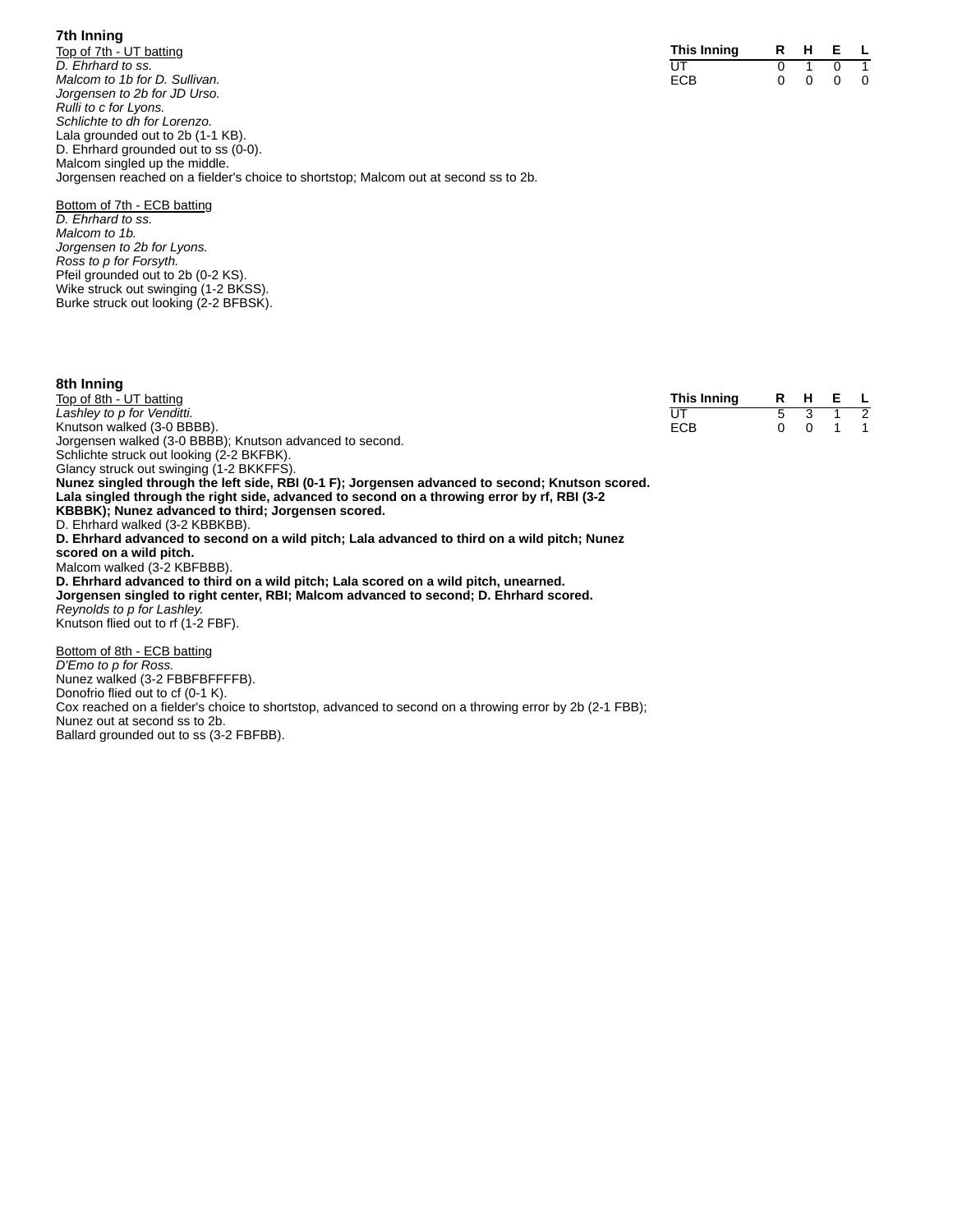## 7th Inning

| This Inning | R | H | E | L |
|---|---|---|---|---|
| UT | 0 | 1 | 0 | 1 |
| ECB | 0 | 0 | 0 | 0 |

Top of 7th - UT batting

*D. Ehrhard to ss.*
*Malcom to 1b for D. Sullivan.*
*Jorgensen to 2b for JD Urso.*
*Rulli to c for Lyons.*
*Schlichte to dh for Lorenzo.*
Lala grounded out to 2b (1-1 KB).
D. Ehrhard grounded out to ss (0-0).
Malcom singled up the middle.
Jorgensen reached on a fielder's choice to shortstop; Malcom out at second ss to 2b.

Bottom of 7th - ECB batting

*D. Ehrhard to ss.*
*Malcom to 1b.*
*Jorgensen to 2b for Lyons.*
*Ross to p for Forsyth.*
Pfeil grounded out to 2b (0-2 KS).
Wike struck out swinging (1-2 BKSS).
Burke struck out looking (2-2 BFBSK).

## 8th Inning

| This Inning | R | H | E | L |
|---|---|---|---|---|
| UT | 5 | 3 | 1 | 2 |
| ECB | 0 | 0 | 1 | 1 |

Top of 8th - UT batting

*Lashley to p for Venditti.*
Knutson walked (3-0 BBBB).
Jorgensen walked (3-0 BBBB); Knutson advanced to second.
Schlichte struck out looking (2-2 BKFBK).
Glancy struck out swinging (1-2 BKKFFS).
**Nunez singled through the left side, RBI (0-1 F); Jorgensen advanced to second; Knutson scored.**
**Lala singled through the right side, advanced to second on a throwing error by rf, RBI (3-2 KBBBK); Nunez advanced to third; Jorgensen scored.**
D. Ehrhard walked (3-2 KBBKBB).
**D. Ehrhard advanced to second on a wild pitch; Lala advanced to third on a wild pitch; Nunez scored on a wild pitch.**
Malcom walked (3-2 KBFBBB).
**D. Ehrhard advanced to third on a wild pitch; Lala scored on a wild pitch, unearned.**
**Jorgensen singled to right center, RBI; Malcom advanced to second; D. Ehrhard scored.**
*Reynolds to p for Lashley.*
Knutson flied out to rf (1-2 FBF).

Bottom of 8th - ECB batting

*D'Emo to p for Ross.*
Nunez walked (3-2 FBBFBFFFFB).
Donofrio flied out to cf (0-1 K).
Cox reached on a fielder's choice to shortstop, advanced to second on a throwing error by 2b (2-1 FBB); Nunez out at second ss to 2b.
Ballard grounded out to ss (3-2 FBFBB).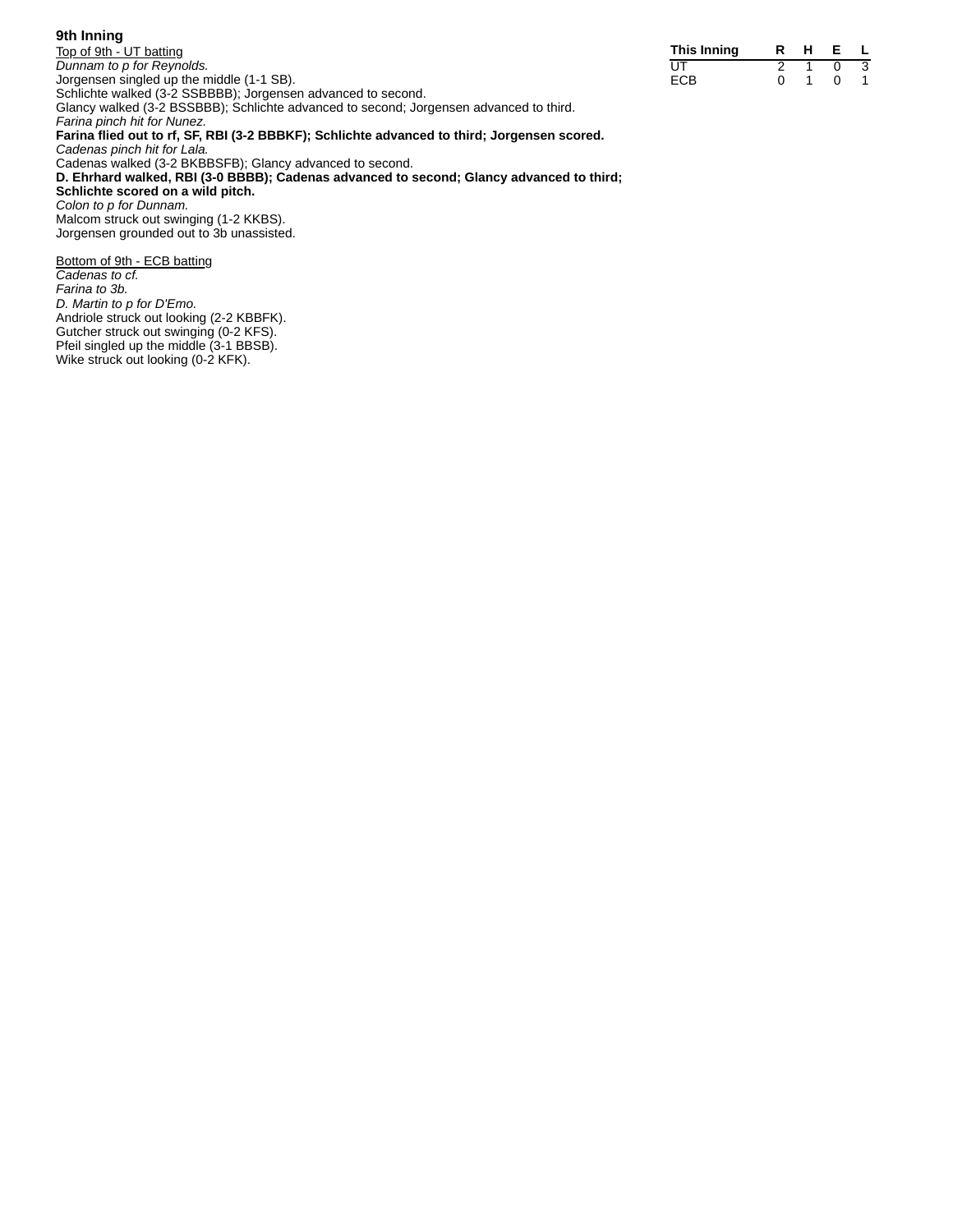### 9th Inning

| This Inning | R | H | E | L |
|---|---|---|---|---|
| UT | 2 | 1 | 0 | 3 |
| ECB | 0 | 1 | 0 | 1 |

Top of 9th - UT batting

*Dunnam to p for Reynolds.*
Jorgensen singled up the middle (1-1 SB).
Schlichte walked (3-2 SSBBBB); Jorgensen advanced to second.
Glancy walked (3-2 BSSBBB); Schlichte advanced to second; Jorgensen advanced to third.
*Farina pinch hit for Nunez.*
**Farina flied out to rf, SF, RBI (3-2 BBBKF); Schlichte advanced to third; Jorgensen scored.**
*Cadenas pinch hit for Lala.*
Cadenas walked (3-2 BKBBSFB); Glancy advanced to second.
**D. Ehrhard walked, RBI (3-0 BBBB); Cadenas advanced to second; Glancy advanced to third; Schlichte scored on a wild pitch.**
*Colon to p for Dunnam.*
Malcom struck out swinging (1-2 KKBS).
Jorgensen grounded out to 3b unassisted.

Bottom of 9th - ECB batting

*Cadenas to cf.*
*Farina to 3b.*
*D. Martin to p for D'Emo.*
Andriole struck out looking (2-2 KBBFK).
Gutcher struck out swinging (0-2 KFS).
Pfeil singled up the middle (3-1 BBSB).
Wike struck out looking (0-2 KFK).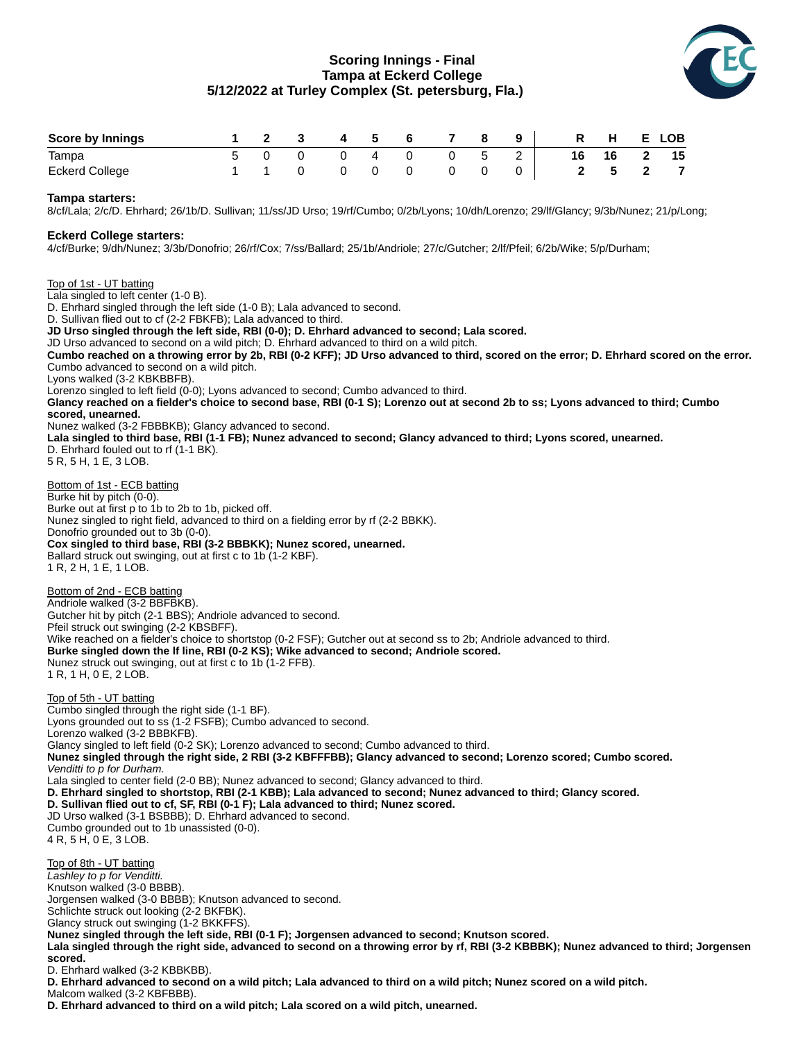# Scoring Innings - Final
## Tampa at Eckerd College
### 5/12/2022 at Turley Complex (St. petersburg, Fla.)

| Score by Innings | 1 | 2 | 3 | 4 | 5 | 6 | 7 | 8 | 9 | R | H | E | LOB |
|---|---|---|---|---|---|---|---|---|---|---|---|---|---|
| Tampa | 5 | 0 | 0 | 0 | 4 | 0 | 0 | 5 | 2 | 16 | 16 | 2 | 15 |
| Eckerd College | 1 | 1 | 0 | 0 | 0 | 0 | 0 | 0 | 0 | 2 | 5 | 2 | 7 |

**Tampa starters:**
8/cf/Lala; 2/c/D. Ehrhard; 26/1b/D. Sullivan; 11/ss/JD Urso; 19/rf/Cumbo; 0/2b/Lyons; 10/dh/Lorenzo; 29/lf/Glancy; 9/3b/Nunez; 21/p/Long;

**Eckerd College starters:**
4/cf/Burke; 9/dh/Nunez; 3/3b/Donofrio; 26/rf/Cox; 7/ss/Ballard; 25/1b/Andriole; 27/c/Gutcher; 2/lf/Pfeil; 6/2b/Wike; 5/p/Durham;

Top of 1st - UT batting
Lala singled to left center (1-0 B).
D. Ehrhard singled through the left side (1-0 B); Lala advanced to second.
D. Sullivan flied out to cf (2-2 FBKFB); Lala advanced to third.
**JD Urso singled through the left side, RBI (0-0); D. Ehrhard advanced to second; Lala scored.**
JD Urso advanced to second on a wild pitch; D. Ehrhard advanced to third on a wild pitch.
**Cumbo reached on a throwing error by 2b, RBI (0-2 KFF); JD Urso advanced to third, scored on the error; D. Ehrhard scored on the error.**
Cumbo advanced to second on a wild pitch.
Lyons walked (3-2 KBKBBFB).
Lorenzo singled to left field (0-0); Lyons advanced to second; Cumbo advanced to third.
**Glancy reached on a fielder's choice to second base, RBI (0-1 S); Lorenzo out at second 2b to ss; Lyons advanced to third; Cumbo scored, unearned.**
Nunez walked (3-2 FBBBKB); Glancy advanced to second.
**Lala singled to third base, RBI (1-1 FB); Nunez advanced to second; Glancy advanced to third; Lyons scored, unearned.**
D. Ehrhard fouled out to rf (1-1 BK).
5 R, 5 H, 1 E, 3 LOB.

Bottom of 1st - ECB batting
Burke hit by pitch (0-0).
Burke out at first p to 1b to 2b to 1b, picked off.
Nunez singled to right field, advanced to third on a fielding error by rf (2-2 BBKK).
Donofrio grounded out to 3b (0-0).
**Cox singled to third base, RBI (3-2 BBBKK); Nunez scored, unearned.**
Ballard struck out swinging, out at first c to 1b (1-2 KBF).
1 R, 2 H, 1 E, 1 LOB.

Bottom of 2nd - ECB batting
Andriole walked (3-2 BBFBKB).
Gutcher hit by pitch (2-1 BBS); Andriole advanced to second.
Pfeil struck out swinging (2-2 KBSBFF).
Wike reached on a fielder's choice to shortstop (0-2 FSF); Gutcher out at second ss to 2b; Andriole advanced to third.
**Burke singled down the lf line, RBI (0-2 KS); Wike advanced to second; Andriole scored.**
Nunez struck out swinging, out at first c to 1b (1-2 FFB).
1 R, 1 H, 0 E, 2 LOB.

Top of 5th - UT batting
Cumbo singled through the right side (1-1 BF).
Lyons grounded out to ss (1-2 FSFB); Cumbo advanced to second.
Lorenzo walked (3-2 BBBKFB).
Glancy singled to left field (0-2 SK); Lorenzo advanced to second; Cumbo advanced to third.
**Nunez singled through the right side, 2 RBI (3-2 KBFFFBB); Glancy advanced to second; Lorenzo scored; Cumbo scored.**
*Venditti to p for Durham.*
Lala singled to center field (2-0 BB); Nunez advanced to second; Glancy advanced to third.
**D. Ehrhard singled to shortstop, RBI (2-1 KBB); Lala advanced to second; Nunez advanced to third; Glancy scored.**
**D. Sullivan flied out to cf, SF, RBI (0-1 F); Lala advanced to third; Nunez scored.**
JD Urso walked (3-1 BSBBB); D. Ehrhard advanced to second.
Cumbo grounded out to 1b unassisted (0-0).
4 R, 5 H, 0 E, 3 LOB.

Top of 8th - UT batting
*Lashley to p for Venditti.*
Knutson walked (3-0 BBBB).
Jorgensen walked (3-0 BBBB); Knutson advanced to second.
Schlichte struck out looking (2-2 BKFBK).
Glancy struck out swinging (1-2 BKKFFS).
**Nunez singled through the left side, RBI (0-1 F); Jorgensen advanced to second; Knutson scored.**
**Lala singled through the right side, advanced to second on a throwing error by rf, RBI (3-2 KBBBK); Nunez advanced to third; Jorgensen scored.**
D. Ehrhard walked (3-2 KBBKBB).
**D. Ehrhard advanced to second on a wild pitch; Lala advanced to third on a wild pitch; Nunez scored on a wild pitch.**
Malcom walked (3-2 KBFBBB).
**D. Ehrhard advanced to third on a wild pitch; Lala scored on a wild pitch, unearned.**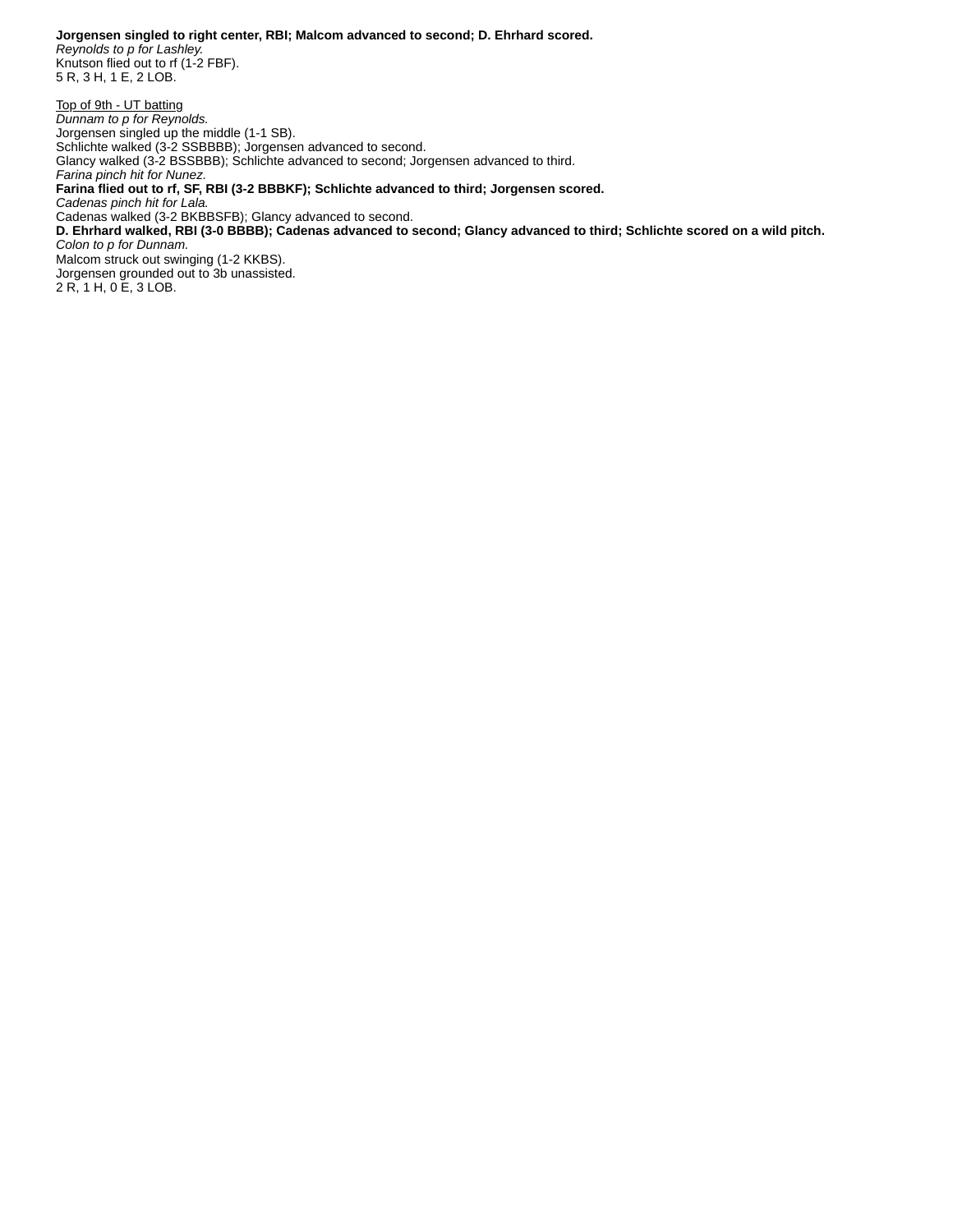**Jorgensen singled to right center, RBI; Malcom advanced to second; D. Ehrhard scored.**
*Reynolds to p for Lashley.*
Knutson flied out to rf (1-2 FBF).
5 R, 3 H, 1 E, 2 LOB.

<u>Top of 9th - UT batting</u>
*Dunnam to p for Reynolds.*
Jorgensen singled up the middle (1-1 SB).
Schlichte walked (3-2 SSBBBB); Jorgensen advanced to second.
Glancy walked (3-2 BSSBBB); Schlichte advanced to second; Jorgensen advanced to third.
*Farina pinch hit for Nunez.*
**Farina flied out to rf, SF, RBI (3-2 BBBKF); Schlichte advanced to third; Jorgensen scored.**
*Cadenas pinch hit for Lala.*
Cadenas walked (3-2 BKBBSFB); Glancy advanced to second.
**D. Ehrhard walked, RBI (3-0 BBBB); Cadenas advanced to second; Glancy advanced to third; Schlichte scored on a wild pitch.**
*Colon to p for Dunnam.*
Malcom struck out swinging (1-2 KKBS).
Jorgensen grounded out to 3b unassisted.
2 R, 1 H, 0 E, 3 LOB.